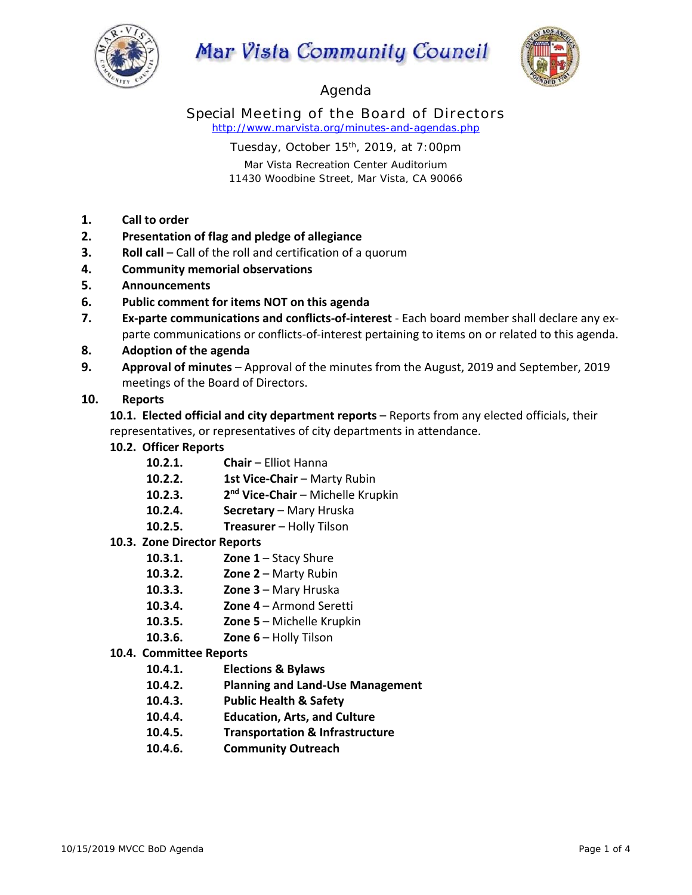# Mar Vista Community Council

## Agenda

### Special Meeting of the Board of Directors

http://www.marvista.org/minutes-and-agendas.php

Tuesday, October 15th, 2019, at 7:00pm

Mar Vista Recreation Center Auditorium
11430 Woodbine Street, Mar Vista, CA 90066

1. **Call to order**
2. **Presentation of flag and pledge of allegiance**
3. **Roll call** – Call of the roll and certification of a quorum
4. **Community memorial observations**
5. **Announcements**
6. **Public comment for items NOT on this agenda**
7. **Ex-parte communications and conflicts-of-interest** - Each board member shall declare any ex-parte communications or conflicts-of-interest pertaining to items on or related to this agenda.
8. **Adoption of the agenda**
9. **Approval of minutes** – Approval of the minutes from the August, 2019 and September, 2019 meetings of the Board of Directors.
10. **Reports**

    **10.1. Elected official and city department reports** – Reports from any elected officials, their representatives, or representatives of city departments in attendance.

    **10.2. Officer Reports**
    - **10.2.1. Chair** – Elliot Hanna
    - **10.2.2. 1st Vice-Chair** – Marty Rubin
    - **10.2.3. 2nd Vice-Chair** – Michelle Krupkin
    - **10.2.4. Secretary** – Mary Hruska
    - **10.2.5. Treasurer** – Holly Tilson

    **10.3. Zone Director Reports**
    - **10.3.1. Zone 1** – Stacy Shure
    - **10.3.2. Zone 2** – Marty Rubin
    - **10.3.3. Zone 3** – Mary Hruska
    - **10.3.4. Zone 4** – Armond Seretti
    - **10.3.5. Zone 5** – Michelle Krupkin
    - **10.3.6. Zone 6** – Holly Tilson

    **10.4. Committee Reports**
    - **10.4.1. Elections & Bylaws**
    - **10.4.2. Planning and Land-Use Management**
    - **10.4.3. Public Health & Safety**
    - **10.4.4. Education, Arts, and Culture**
    - **10.4.5. Transportation & Infrastructure**
    - **10.4.6. Community Outreach**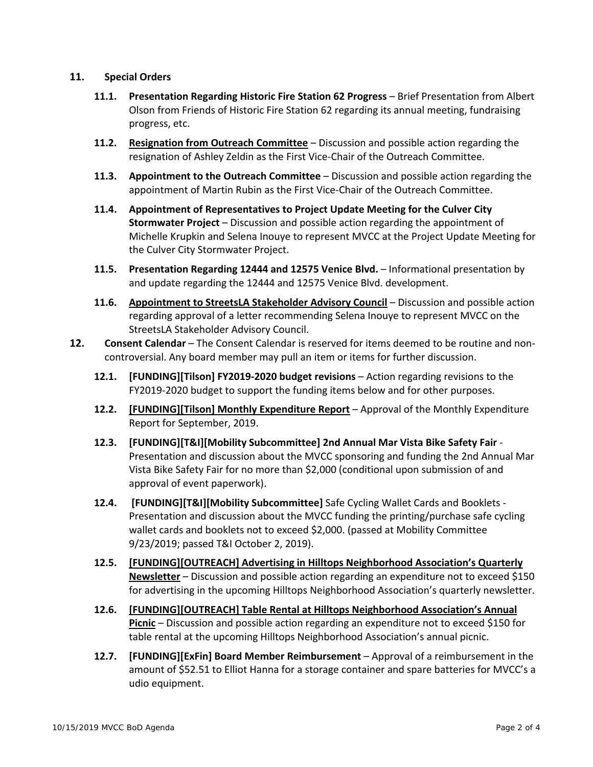11. **Special Orders**

   11.1. **Presentation Regarding Historic Fire Station 62 Progress** – Brief Presentation from Albert Olson from Friends of Historic Fire Station 62 regarding its annual meeting, fundraising progress, etc.

   11.2. **Resignation from Outreach Committee** – Discussion and possible action regarding the resignation of Ashley Zeldin as the First Vice-Chair of the Outreach Committee.

   11.3. **Appointment to the Outreach Committee** – Discussion and possible action regarding the appointment of Martin Rubin as the First Vice-Chair of the Outreach Committee.

   11.4. **Appointment of Representatives to Project Update Meeting for the Culver City Stormwater Project** – Discussion and possible action regarding the appointment of Michelle Krupkin and Selena Inouye to represent MVCC at the Project Update Meeting for the Culver City Stormwater Project.

   11.5. **Presentation Regarding 12444 and 12575 Venice Blvd.** – Informational presentation by and update regarding the 12444 and 12575 Venice Blvd. development.

   11.6. **Appointment to StreetsLA Stakeholder Advisory Council** – Discussion and possible action regarding approval of a letter recommending Selena Inouye to represent MVCC on the StreetsLA Stakeholder Advisory Council.

12. **Consent Calendar** – The Consent Calendar is reserved for items deemed to be routine and non-controversial. Any board member may pull an item or items for further discussion.

   12.1. **[FUNDING][Tilson] FY2019-2020 budget revisions** – Action regarding revisions to the FY2019-2020 budget to support the funding items below and for other purposes.

   12.2. **[FUNDING][Tilson] Monthly Expenditure Report** – Approval of the Monthly Expenditure Report for September, 2019.

   12.3. **[FUNDING][T&I][Mobility Subcommittee] 2nd Annual Mar Vista Bike Safety Fair** - Presentation and discussion about the MVCC sponsoring and funding the 2nd Annual Mar Vista Bike Safety Fair for no more than $2,000 (conditional upon submission of and approval of event paperwork).

   12.4. **[FUNDING][T&I][Mobility Subcommittee]** Safe Cycling Wallet Cards and Booklets - Presentation and discussion about the MVCC funding the printing/purchase safe cycling wallet cards and booklets not to exceed $2,000. (passed at Mobility Committee 9/23/2019; passed T&I October 2, 2019).

   12.5. **[FUNDING][OUTREACH] Advertising in Hilltops Neighborhood Association's Quarterly Newsletter** – Discussion and possible action regarding an expenditure not to exceed $150 for advertising in the upcoming Hilltops Neighborhood Association's quarterly newsletter.

   12.6. **[FUNDING][OUTREACH] Table Rental at Hilltops Neighborhood Association's Annual Picnic** – Discussion and possible action regarding an expenditure not to exceed $150 for table rental at the upcoming Hilltops Neighborhood Association's annual picnic.

   12.7. **[FUNDING][ExFin] Board Member Reimbursement** – Approval of a reimbursement in the amount of $52.51 to Elliot Hanna for a storage container and spare batteries for MVCC's a udio equipment.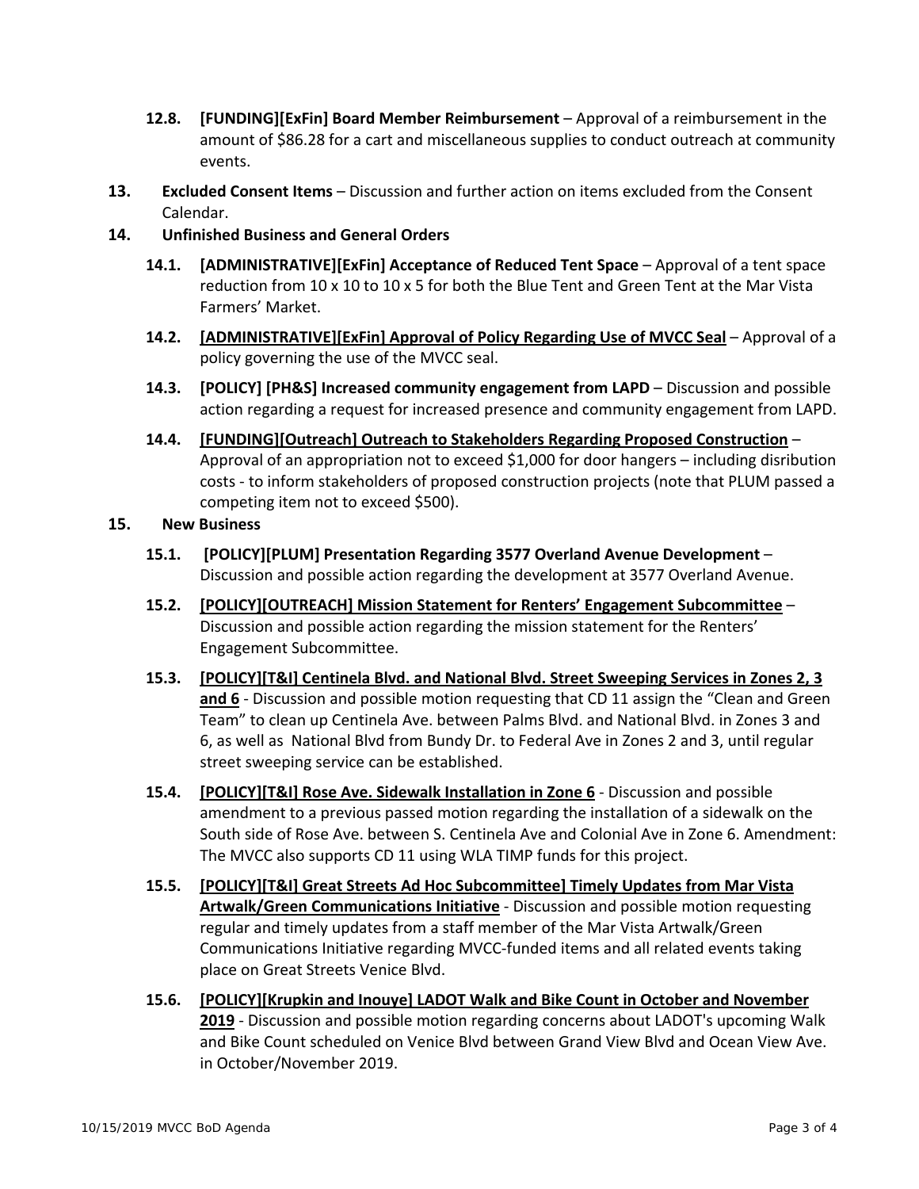- **12.8. [FUNDING][ExFin] Board Member Reimbursement** – Approval of a reimbursement in the amount of $86.28 for a cart and miscellaneous supplies to conduct outreach at community events.

**13. Excluded Consent Items** – Discussion and further action on items excluded from the Consent Calendar.

**14. Unfinished Business and General Orders**

- **14.1. [ADMINISTRATIVE][ExFin] Acceptance of Reduced Tent Space** – Approval of a tent space reduction from 10 x 10 to 10 x 5 for both the Blue Tent and Green Tent at the Mar Vista Farmers' Market.
- **14.2. <u>[ADMINISTRATIVE][ExFin] Approval of Policy Regarding Use of MVCC Seal</u>** – Approval of a policy governing the use of the MVCC seal.
- **14.3. [POLICY] [PH&S] Increased community engagement from LAPD** – Discussion and possible action regarding a request for increased presence and community engagement from LAPD.
- **14.4. <u>[FUNDING][Outreach] Outreach to Stakeholders Regarding Proposed Construction</u>** – Approval of an appropriation not to exceed $1,000 for door hangers – including disribution costs - to inform stakeholders of proposed construction projects (note that PLUM passed a competing item not to exceed $500).

**15. New Business**

- **15.1. [POLICY][PLUM] Presentation Regarding 3577 Overland Avenue Development** – Discussion and possible action regarding the development at 3577 Overland Avenue.
- **15.2. <u>[POLICY][OUTREACH] Mission Statement for Renters' Engagement Subcommittee</u>** – Discussion and possible action regarding the mission statement for the Renters' Engagement Subcommittee.
- **15.3. <u>[POLICY][T&I] Centinela Blvd. and National Blvd. Street Sweeping Services in Zones 2, 3 and 6</u>** - Discussion and possible motion requesting that CD 11 assign the "Clean and Green Team" to clean up Centinela Ave. between Palms Blvd. and National Blvd. in Zones 3 and 6, as well as National Blvd from Bundy Dr. to Federal Ave in Zones 2 and 3, until regular street sweeping service can be established.
- **15.4. <u>[POLICY][T&I] Rose Ave. Sidewalk Installation in Zone 6</u>** - Discussion and possible amendment to a previous passed motion regarding the installation of a sidewalk on the South side of Rose Ave. between S. Centinela Ave and Colonial Ave in Zone 6. Amendment: The MVCC also supports CD 11 using WLA TIMP funds for this project.
- **15.5. <u>[POLICY][T&I] Great Streets Ad Hoc Subcommittee] Timely Updates from Mar Vista Artwalk/Green Communications Initiative</u>** - Discussion and possible motion requesting regular and timely updates from a staff member of the Mar Vista Artwalk/Green Communications Initiative regarding MVCC-funded items and all related events taking place on Great Streets Venice Blvd.
- **15.6. <u>[POLICY][Krupkin and Inouye] LADOT Walk and Bike Count in October and November 2019</u>** - Discussion and possible motion regarding concerns about LADOT's upcoming Walk and Bike Count scheduled on Venice Blvd between Grand View Blvd and Ocean View Ave. in October/November 2019.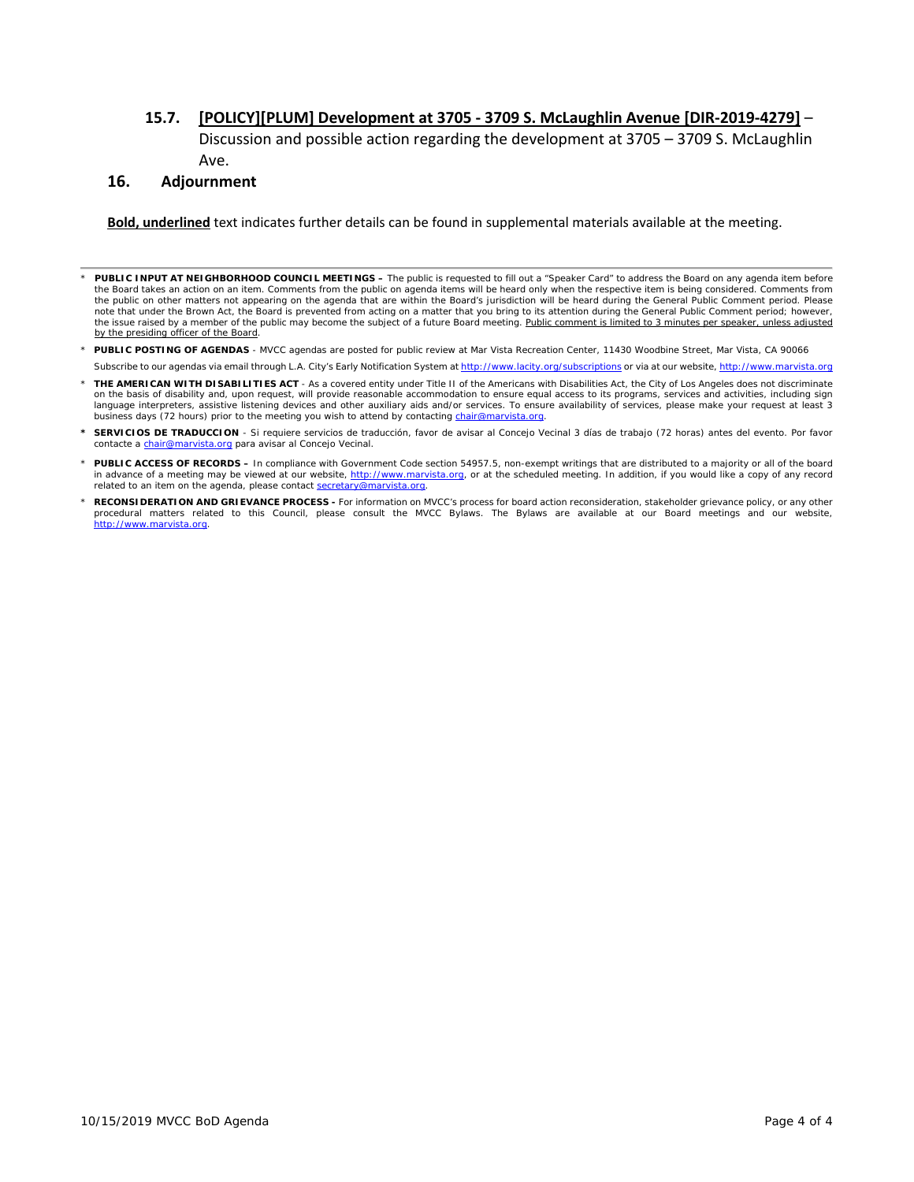**15.7. <u>[POLICY][PLUM] Development at 3705 - 3709 S. McLaughlin Avenue [DIR-2019-4279]</u>** – Discussion and possible action regarding the development at 3705 – 3709 S. McLaughlin Ave.

## 16. Adjournment

**<u>Bold, underlined</u>** text indicates further details can be found in supplemental materials available at the meeting.

---

\* **PUBLIC INPUT AT NEIGHBORHOOD COUNCIL MEETINGS –** The public is requested to fill out a "Speaker Card" to address the Board on any agenda item before the Board takes an action on an item. Comments from the public on agenda items will be heard only when the respective item is being considered. Comments from the public on other matters not appearing on the agenda that are within the Board's jurisdiction will be heard during the General Public Comment period. Please note that under the Brown Act, the Board is prevented from acting on a matter that you bring to its attention during the General Public Comment period; however, the issue raised by a member of the public may become the subject of a future Board meeting. <u>Public comment is limited to 3 minutes per speaker, unless adjusted by the presiding officer of the Board</u>.

\* **PUBLIC POSTING OF AGENDAS** - MVCC agendas are posted for public review at Mar Vista Recreation Center, 11430 Woodbine Street, Mar Vista, CA 90066

Subscribe to our agendas via email through L.A. City's Early Notification System at http://www.lacity.org/subscriptions or via at our website, http://www.marvista.org

\* **THE AMERICAN WITH DISABILITIES ACT** - As a covered entity under Title II of the Americans with Disabilities Act, the City of Los Angeles does not discriminate on the basis of disability and, upon request, will provide reasonable accommodation to ensure equal access to its programs, services and activities, including sign language interpreters, assistive listening devices and other auxiliary aids and/or services. To ensure availability of services, please make your request at least 3 business days (72 hours) prior to the meeting you wish to attend by contacting chair@marvista.org.

\* **SERVICIOS DE TRADUCCION** - Si requiere servicios de traducción, favor de avisar al Concejo Vecinal 3 días de trabajo (72 horas) antes del evento. Por favor contacte a chair@marvista.org para avisar al Concejo Vecinal.

\* **PUBLIC ACCESS OF RECORDS –** In compliance with Government Code section 54957.5, non-exempt writings that are distributed to a majority or all of the board in advance of a meeting may be viewed at our website, http://www.marvista.org, or at the scheduled meeting. In addition, if you would like a copy of any record related to an item on the agenda, please contact secretary@marvista.org.

\* **RECONSIDERATION AND GRIEVANCE PROCESS -** For information on MVCC's process for board action reconsideration, stakeholder grievance policy, or any other procedural matters related to this Council, please consult the MVCC Bylaws. The Bylaws are available at our Board meetings and our website, http://www.marvista.org.